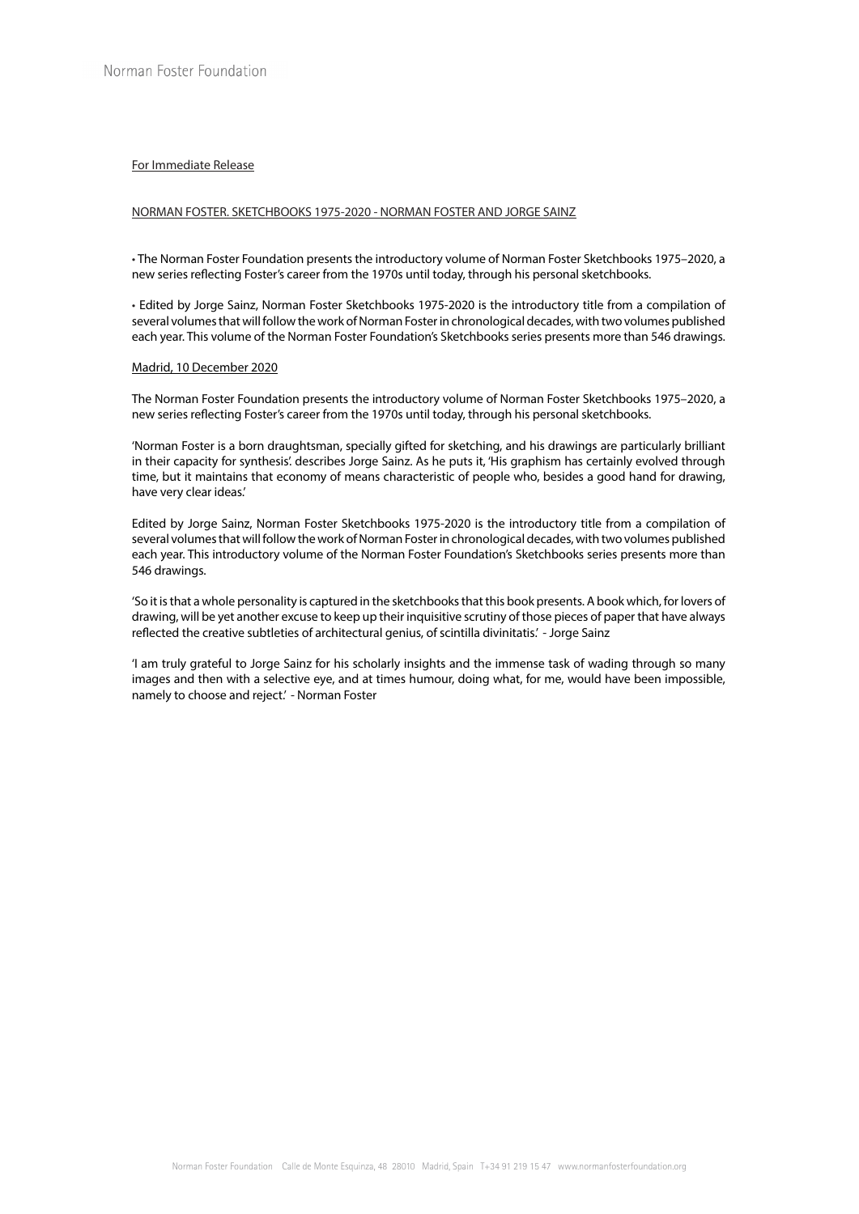For Immediate Release

NORMAN FOSTER. SKETCHBOOKS 1975-2020 - NORMAN FOSTER AND JORGE SAINZ

• The Norman Foster Foundation presents the introductory volume of Norman Foster Sketchbooks 1975–2020, a new series reflecting Foster's career from the 1970s until today, through his personal sketchbooks.

• Edited by Jorge Sainz, Norman Foster Sketchbooks 1975-2020 is the introductory title from a compilation of several volumes that will follow the work of Norman Foster in chronological decades, with two volumes published each year. This volume of the Norman Foster Foundation's Sketchbooks series presents more than 546 drawings.

Madrid, 10 December 2020

The Norman Foster Foundation presents the introductory volume of Norman Foster Sketchbooks 1975–2020, a new series reflecting Foster's career from the 1970s until today, through his personal sketchbooks.

'Norman Foster is a born draughtsman, specially gifted for sketching, and his drawings are particularly brilliant in their capacity for synthesis'. describes Jorge Sainz. As he puts it, 'His graphism has certainly evolved through time, but it maintains that economy of means characteristic of people who, besides a good hand for drawing, have very clear ideas.'

Edited by Jorge Sainz, Norman Foster Sketchbooks 1975-2020 is the introductory title from a compilation of several volumes that will follow the work of Norman Foster in chronological decades, with two volumes published each year. This introductory volume of the Norman Foster Foundation's Sketchbooks series presents more than 546 drawings.

'So it is that a whole personality is captured in the sketchbooks that this book presents. A book which, for lovers of drawing, will be yet another excuse to keep up their inquisitive scrutiny of those pieces of paper that have always reflected the creative subtleties of architectural genius, of scintilla divinitatis.' - Jorge Sainz

'I am truly grateful to Jorge Sainz for his scholarly insights and the immense task of wading through so many images and then with a selective eye, and at times humour, doing what, for me, would have been impossible, namely to choose and reject.' - Norman Foster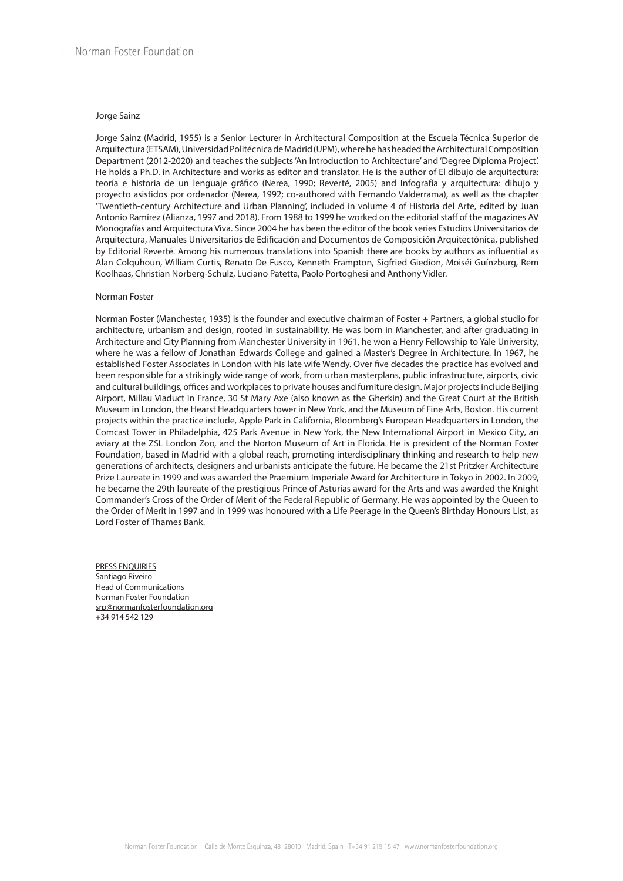## Jorge Sainz

Jorge Sainz (Madrid, 1955) is a Senior Lecturer in Architectural Composition at the Escuela Técnica Superior de Arquitectura (ETSAM), Universidad Politécnica de Madrid (UPM), where he has headed the Architectural Composition Department (2012-2020) and teaches the subjects 'An Introduction to Architecture' and 'Degree Diploma Project'. He holds a Ph.D. in Architecture and works as editor and translator. He is the author of El dibujo de arquitectura: teoría e historia de un lenguaje gráfico (Nerea, 1990; Reverté, 2005) and Infografía y arquitectura: dibujo y proyecto asistidos por ordenador (Nerea, 1992; co-authored with Fernando Valderrama), as well as the chapter 'Twentieth-century Architecture and Urban Planning', included in volume 4 of Historia del Arte, edited by Juan Antonio Ramírez (Alianza, 1997 and 2018). From 1988 to 1999 he worked on the editorial staff of the magazines AV Monografías and Arquitectura Viva. Since 2004 he has been the editor of the book series Estudios Universitarios de Arquitectura, Manuales Universitarios de Edificación and Documentos de Composición Arquitectónica, published by Editorial Reverté. Among his numerous translations into Spanish there are books by authors as influential as Alan Colquhoun, William Curtis, Renato De Fusco, Kenneth Frampton, Sigfried Giedion, Moiséi Guínzburg, Rem Koolhaas, Christian Norberg-Schulz, Luciano Patetta, Paolo Portoghesi and Anthony Vidler.

## Norman Foster

Norman Foster (Manchester, 1935) is the founder and executive chairman of Foster + Partners, a global studio for architecture, urbanism and design, rooted in sustainability. He was born in Manchester, and after graduating in Architecture and City Planning from Manchester University in 1961, he won a Henry Fellowship to Yale University, where he was a fellow of Jonathan Edwards College and gained a Master's Degree in Architecture. In 1967, he established Foster Associates in London with his late wife Wendy. Over five decades the practice has evolved and been responsible for a strikingly wide range of work, from urban masterplans, public infrastructure, airports, civic and cultural buildings, offices and workplaces to private houses and furniture design. Major projects include Beijing Airport, Millau Viaduct in France, 30 St Mary Axe (also known as the Gherkin) and the Great Court at the British Museum in London, the Hearst Headquarters tower in New York, and the Museum of Fine Arts, Boston. His current projects within the practice include, Apple Park in California, Bloomberg's European Headquarters in London, the Comcast Tower in Philadelphia, 425 Park Avenue in New York, the New International Airport in Mexico City, an aviary at the ZSL London Zoo, and the Norton Museum of Art in Florida. He is president of the Norman Foster Foundation, based in Madrid with a global reach, promoting interdisciplinary thinking and research to help new generations of architects, designers and urbanists anticipate the future. He became the 21st Pritzker Architecture Prize Laureate in 1999 and was awarded the Praemium Imperiale Award for Architecture in Tokyo in 2002. In 2009, he became the 29th laureate of the prestigious Prince of Asturias award for the Arts and was awarded the Knight Commander's Cross of the Order of Merit of the Federal Republic of Germany. He was appointed by the Queen to the Order of Merit in 1997 and in 1999 was honoured with a Life Peerage in the Queen's Birthday Honours List, as Lord Foster of Thames Bank.

PRESS ENQUIRIES
Santiago Riveiro
Head of Communications
Norman Foster Foundation
srp@normanfosterfoundation.org
+34 914 542 129